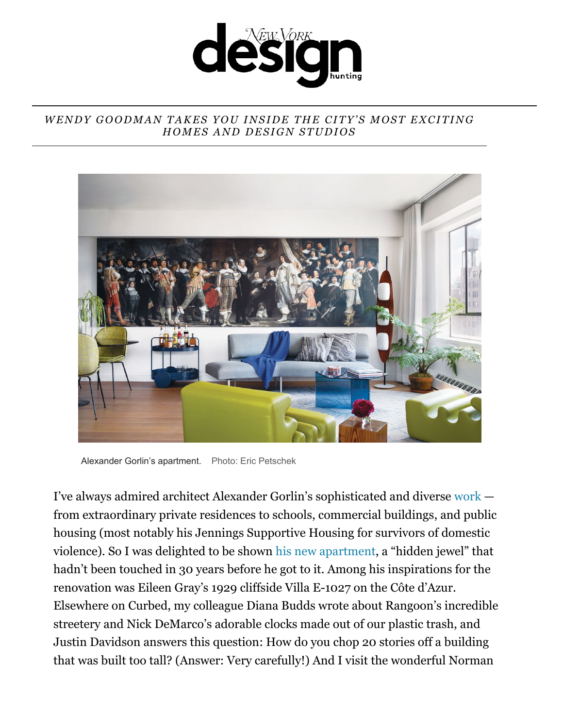# New York design hunting

*WENDY GOODMAN TAKES YOU INSIDE THE CITY'S MOST EXCITING HOMES AND DESIGN STUDIOS*

Alexander Gorlin's apartment. Photo: Eric Petschek

I've always admired architect Alexander Gorlin's sophisticated and diverse work — from extraordinary private residences to schools, commercial buildings, and public housing (most notably his Jennings Supportive Housing for survivors of domestic violence). So I was delighted to be shown his new apartment, a "hidden jewel" that hadn't been touched in 30 years before he got to it. Among his inspirations for the renovation was Eileen Gray's 1929 cliffside Villa E-1027 on the Côte d'Azur. Elsewhere on Curbed, my colleague Diana Budds wrote about Rangoon's incredible streetery and Nick DeMarco's adorable clocks made out of our plastic trash, and Justin Davidson answers this question: How do you chop 20 stories off a building that was built too tall? (Answer: Very carefully!) And I visit the wonderful Norman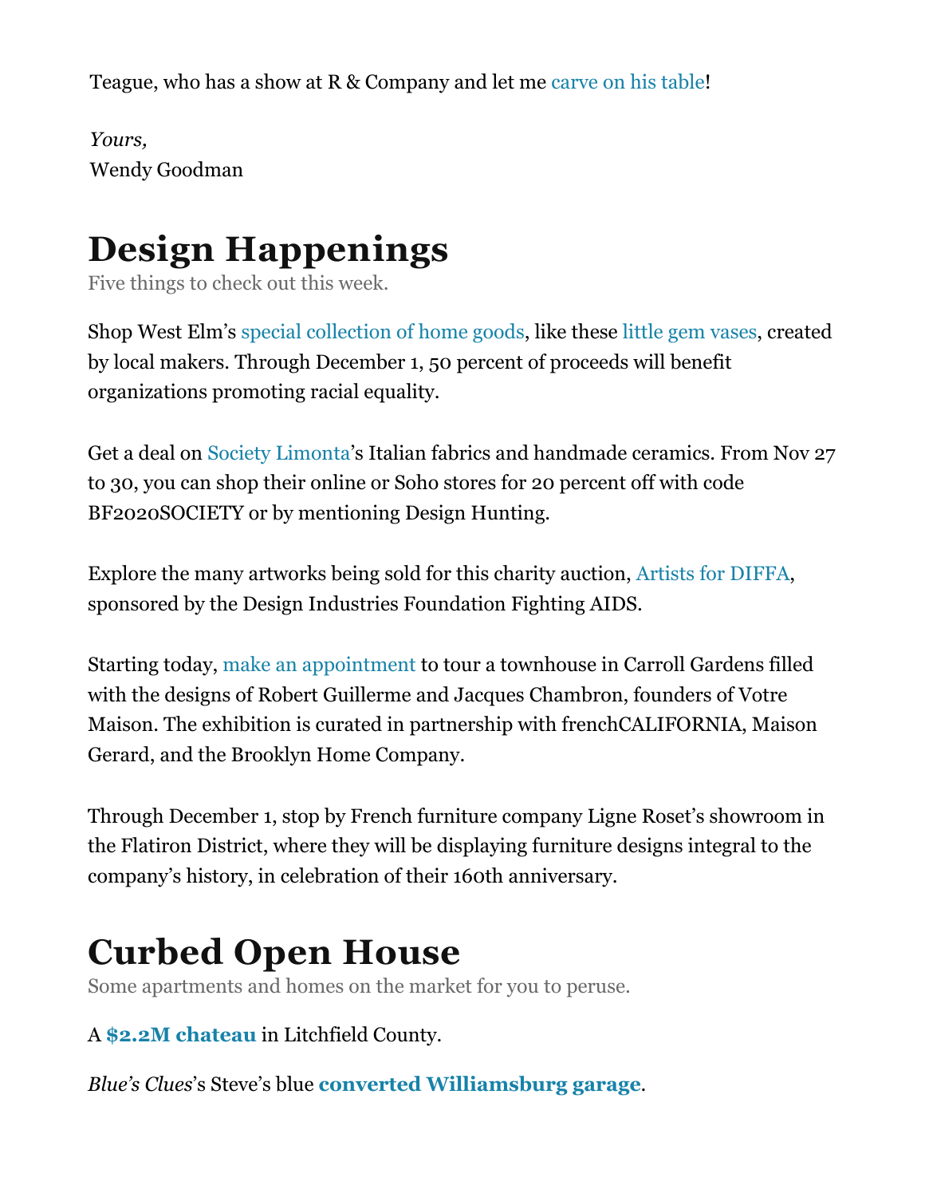Teague, who has a show at R & Company and let me carve on his table!

*Yours,*
Wendy Goodman

## Design Happenings

Five things to check out this week.

Shop West Elm's special collection of home goods, like these little gem vases, created by local makers. Through December 1, 50 percent of proceeds will benefit organizations promoting racial equality.

Get a deal on Society Limonta's Italian fabrics and handmade ceramics. From Nov 27 to 30, you can shop their online or Soho stores for 20 percent off with code BF2020SOCIETY or by mentioning Design Hunting.

Explore the many artworks being sold for this charity auction, Artists for DIFFA, sponsored by the Design Industries Foundation Fighting AIDS.

Starting today, make an appointment to tour a townhouse in Carroll Gardens filled with the designs of Robert Guillerme and Jacques Chambron, founders of Votre Maison. The exhibition is curated in partnership with frenchCALIFORNIA, Maison Gerard, and the Brooklyn Home Company.

Through December 1, stop by French furniture company Ligne Roset's showroom in the Flatiron District, where they will be displaying furniture designs integral to the company's history, in celebration of their 160th anniversary.

## Curbed Open House

Some apartments and homes on the market for you to peruse.

A **$2.2M chateau** in Litchfield County.

*Blue's Clues*'s Steve's blue **converted Williamsburg garage**.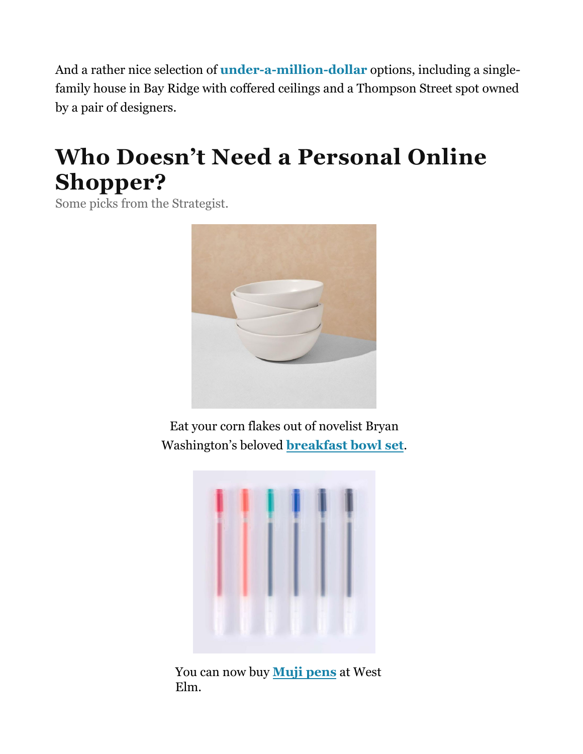And a rather nice selection of **under-a-million-dollar** options, including a single-family house in Bay Ridge with coffered ceilings and a Thompson Street spot owned by a pair of designers.

# Who Doesn't Need a Personal Online Shopper?

Some picks from the Strategist.

Eat your corn flakes out of novelist Bryan Washington's beloved **breakfast bowl set**.

You can now buy **Muji pens** at West Elm.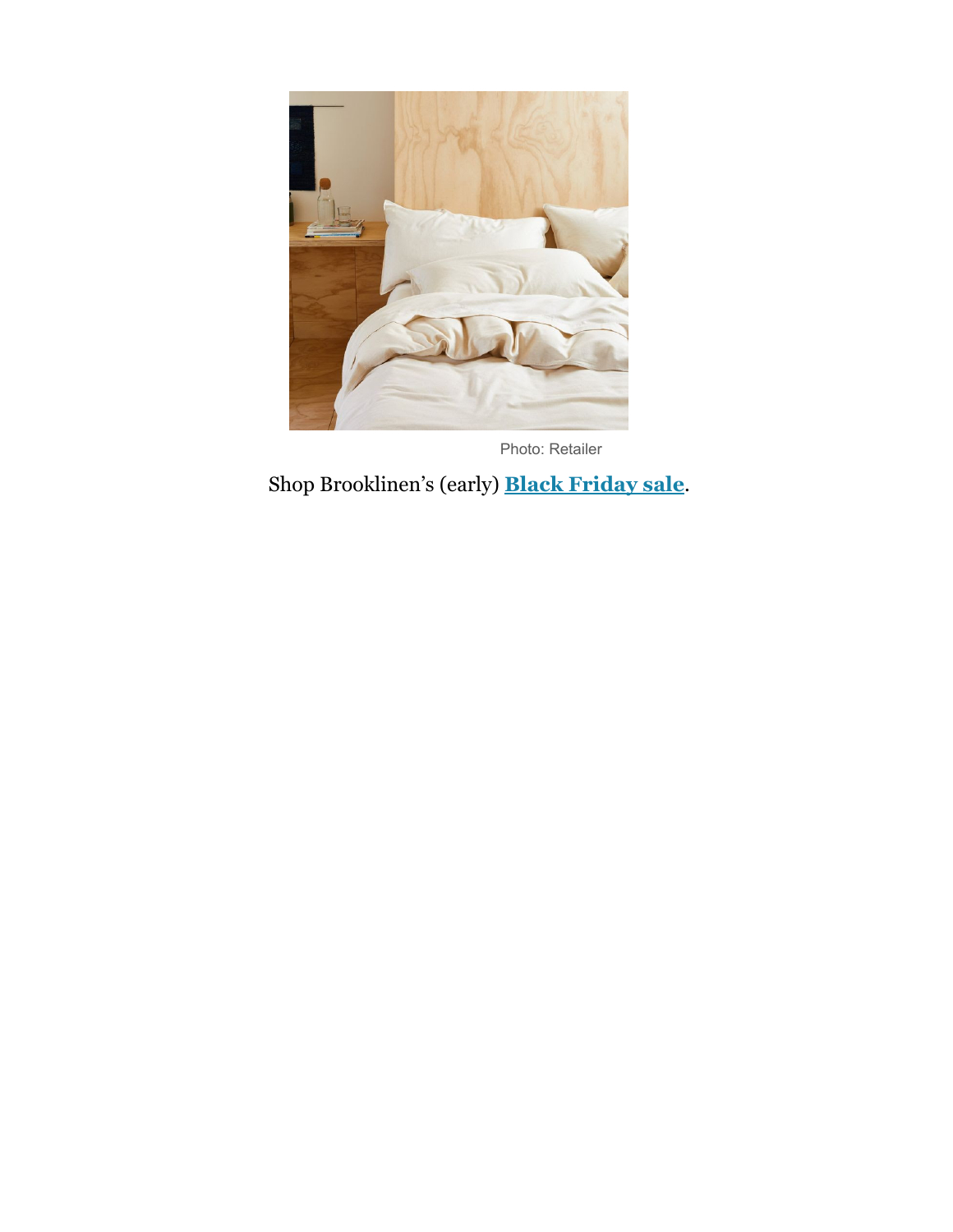Photo: Retailer

Shop Brooklinen’s (early) **Black Friday sale**.